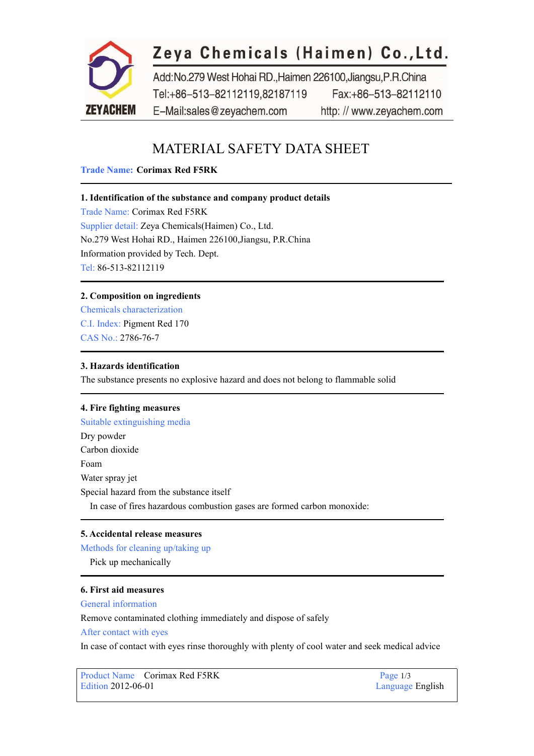**Zeya Chemicals (Haimen) Co.,Ltd.**

Add:No.279 West Hohai RD.,Haimen 226100,Jiangsu,P.R.China
Tel:+86-513-82112119,82187119 Fax:+86-513-82112110
E-Mail:sales@zeyachem.com http: // www.zeyachem.com

ZEYACHEM

# MATERIAL SAFETY DATA SHEET

**Trade Name: Corimax Red F5RK**

## 1. Identification of the substance and company product details

Trade Name: Corimax Red F5RK
Supplier detail: Zeya Chemicals(Haimen) Co., Ltd.
No.279 West Hohai RD., Haimen 226100,Jiangsu, P.R.China
Information provided by Tech. Dept.
Tel: 86-513-82112119

## 2. Composition on ingredients

Chemicals characterization
C.I. Index: Pigment Red 170
CAS No.: 2786-76-7

## 3. Hazards identification

The substance presents no explosive hazard and does not belong to flammable solid

## 4. Fire fighting measures

Suitable extinguishing media
Dry powder
Carbon dioxide
Foam
Water spray jet
Special hazard from the substance itself
In case of fires hazardous combustion gases are formed carbon monoxide:

## 5. Accidental release measures

Methods for cleaning up/taking up
Pick up mechanically

## 6. First aid measures

General information
Remove contaminated clothing immediately and dispose of safely
After contact with eyes
In case of contact with eyes rinse thoroughly with plenty of cool water and seek medical advice

| Product Name Corimax Red F5RK | Page 1/3 |
|---|---|
| Edition 2012-06-01 | Language English |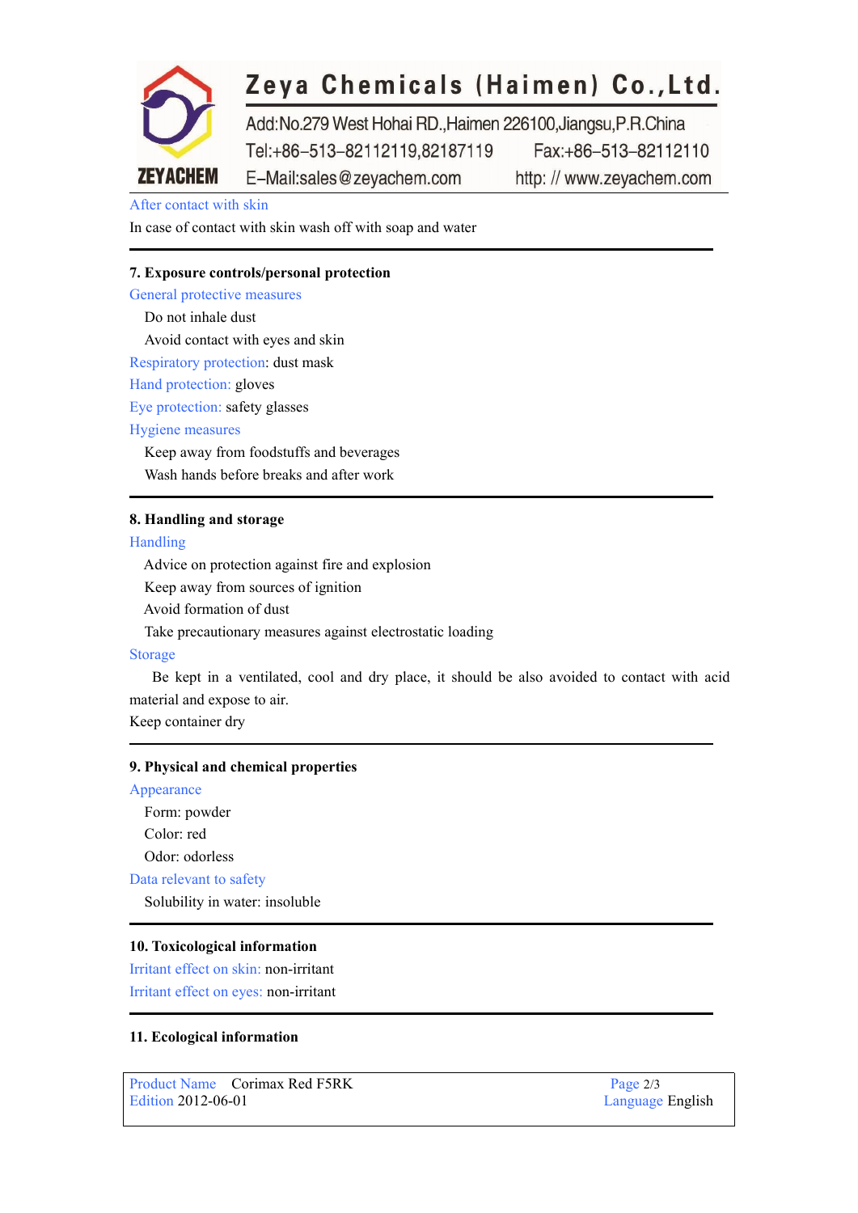After contact with skin

In case of contact with skin wash off with soap and water

## 7. Exposure controls/personal protection

General protective measures

Do not inhale dust

Avoid contact with eyes and skin

Respiratory protection: dust mask

Hand protection: gloves

Eye protection: safety glasses

Hygiene measures

Keep away from foodstuffs and beverages

Wash hands before breaks and after work

## 8. Handling and storage

Handling

Advice on protection against fire and explosion

Keep away from sources of ignition

Avoid formation of dust

Take precautionary measures against electrostatic loading

Storage

Be kept in a ventilated, cool and dry place, it should be also avoided to contact with acid material and expose to air.

Keep container dry

## 9. Physical and chemical properties

Appearance

Form: powder

Color: red

Odor: odorless

Data relevant to safety

Solubility in water: insoluble

## 10. Toxicological information

Irritant effect on skin: non-irritant

Irritant effect on eyes: non-irritant

## 11. Ecological information

Product Name Corimax Red F5RK

Edition 2012-06-01

Language English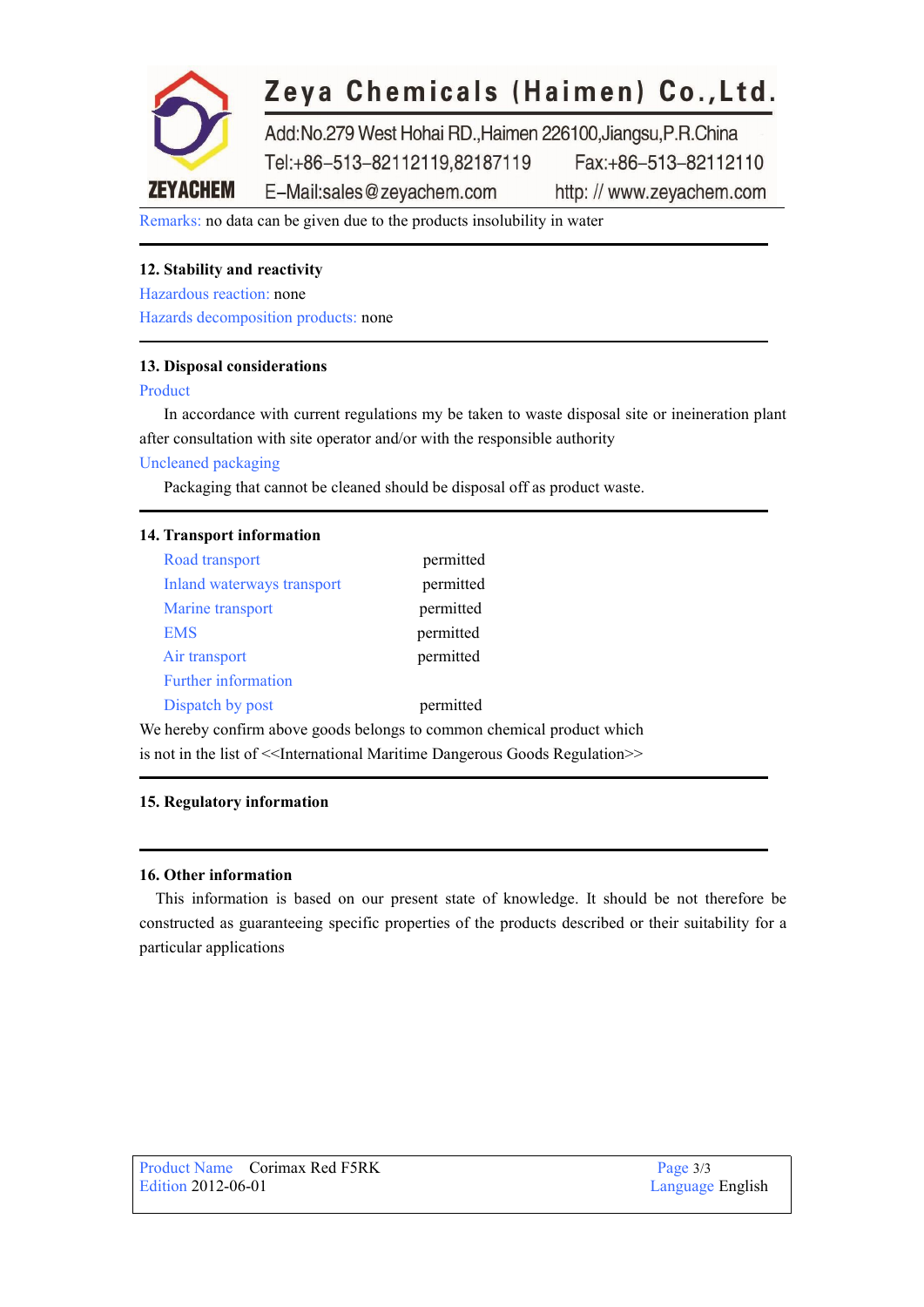Remarks: no data can be given due to the products insolubility in water

## 12. Stability and reactivity

Hazardous reaction: none

Hazards decomposition products: none

## 13. Disposal considerations

Product

In accordance with current regulations my be taken to waste disposal site or ineineration plant after consultation with site operator and/or with the responsible authority

Uncleaned packaging

Packaging that cannot be cleaned should be disposal off as product waste.

## 14. Transport information

| | |
|---|---|
| Road transport | permitted |
| Inland waterways transport | permitted |
| Marine transport | permitted |
| EMS | permitted |
| Air transport | permitted |
| Further information | |
| Dispatch by post | permitted |

We hereby confirm above goods belongs to common chemical product which is not in the list of <<International Maritime Dangerous Goods Regulation>>

## 15. Regulatory information

## 16. Other information

This information is based on our present state of knowledge. It should be not therefore be constructed as guaranteeing specific properties of the products described or their suitability for a particular applications

Product Name Corimax Red F5RK
Edition 2012-06-01
Language English